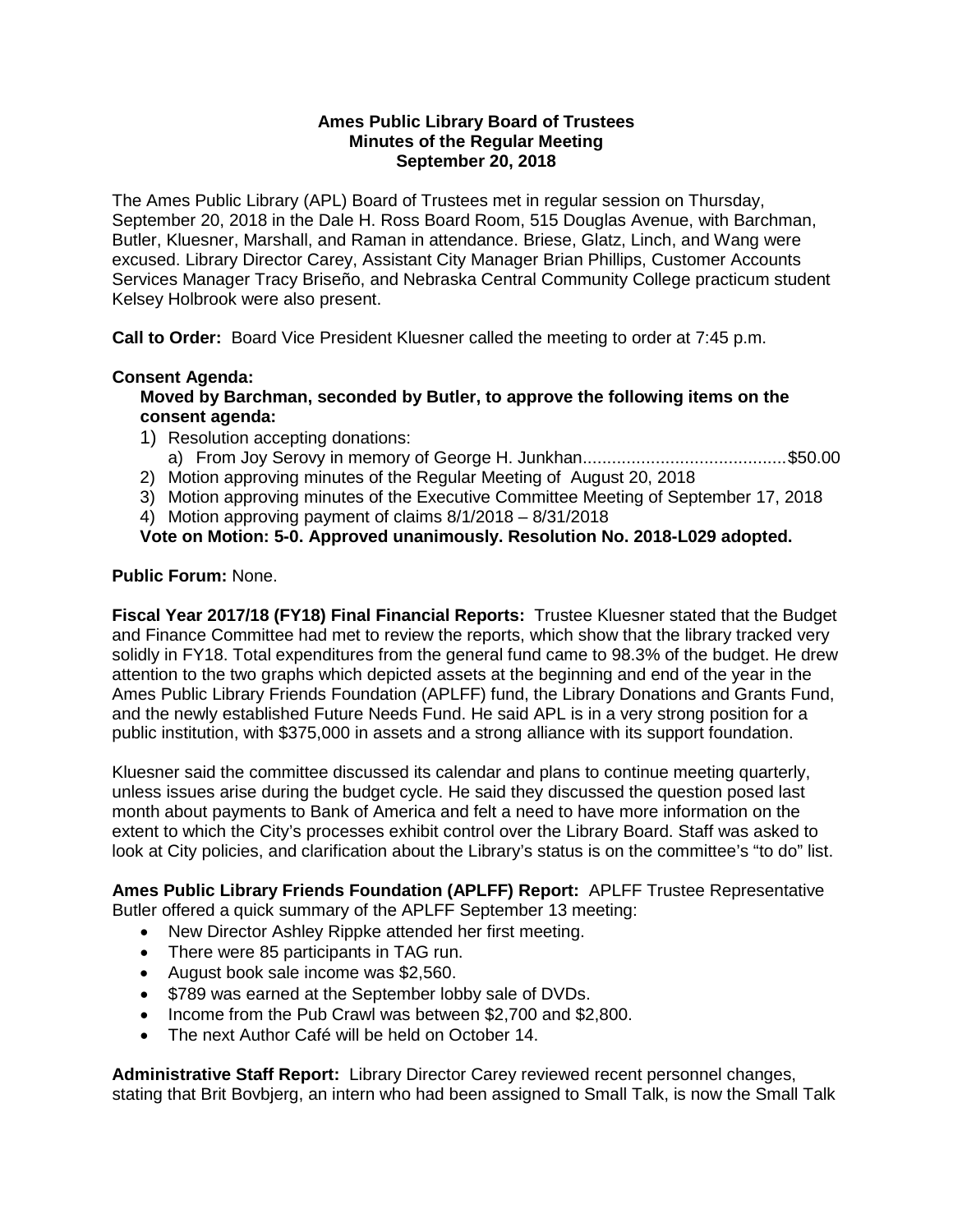**Ames Public Library Board of Trustees**
**Minutes of the Regular Meeting**
**September 20, 2018**

The Ames Public Library (APL) Board of Trustees met in regular session on Thursday, September 20, 2018 in the Dale H. Ross Board Room, 515 Douglas Avenue, with Barchman, Butler, Kluesner, Marshall, and Raman in attendance. Briese, Glatz, Linch, and Wang were excused. Library Director Carey, Assistant City Manager Brian Phillips, Customer Accounts Services Manager Tracy Briseño, and Nebraska Central Community College practicum student Kelsey Holbrook were also present.

**Call to Order:** Board Vice President Kluesner called the meeting to order at 7:45 p.m.

**Consent Agenda:**

**Moved by Barchman, seconded by Butler, to approve the following items on the consent agenda:**

1) Resolution accepting donations:
   a) From Joy Serovy in memory of George H. Junkhan..........................................$50.00
2) Motion approving minutes of the Regular Meeting of August 20, 2018
3) Motion approving minutes of the Executive Committee Meeting of September 17, 2018
4) Motion approving payment of claims 8/1/2018 – 8/31/2018

**Vote on Motion: 5-0. Approved unanimously. Resolution No. 2018-L029 adopted.**

**Public Forum:** None.

**Fiscal Year 2017/18 (FY18) Final Financial Reports:** Trustee Kluesner stated that the Budget and Finance Committee had met to review the reports, which show that the library tracked very solidly in FY18. Total expenditures from the general fund came to 98.3% of the budget. He drew attention to the two graphs which depicted assets at the beginning and end of the year in the Ames Public Library Friends Foundation (APLFF) fund, the Library Donations and Grants Fund, and the newly established Future Needs Fund. He said APL is in a very strong position for a public institution, with $375,000 in assets and a strong alliance with its support foundation.

Kluesner said the committee discussed its calendar and plans to continue meeting quarterly, unless issues arise during the budget cycle. He said they discussed the question posed last month about payments to Bank of America and felt a need to have more information on the extent to which the City's processes exhibit control over the Library Board. Staff was asked to look at City policies, and clarification about the Library's status is on the committee's "to do" list.

**Ames Public Library Friends Foundation (APLFF) Report:** APLFF Trustee Representative Butler offered a quick summary of the APLFF September 13 meeting:

- New Director Ashley Rippke attended her first meeting.
- There were 85 participants in TAG run.
- August book sale income was $2,560.
- $789 was earned at the September lobby sale of DVDs.
- Income from the Pub Crawl was between $2,700 and $2,800.
- The next Author Café will be held on October 14.

**Administrative Staff Report:** Library Director Carey reviewed recent personnel changes, stating that Brit Bovbjerg, an intern who had been assigned to Small Talk, is now the Small Talk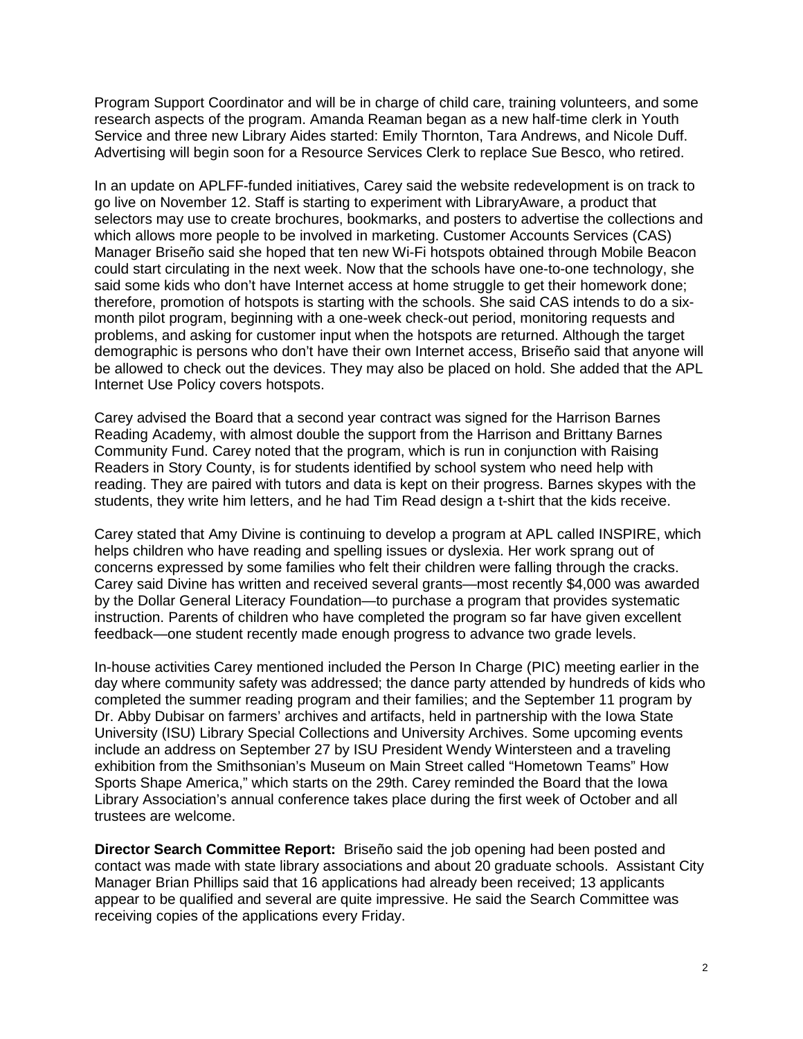Program Support Coordinator and will be in charge of child care, training volunteers, and some research aspects of the program. Amanda Reaman began as a new half-time clerk in Youth Service and three new Library Aides started: Emily Thornton, Tara Andrews, and Nicole Duff. Advertising will begin soon for a Resource Services Clerk to replace Sue Besco, who retired.

In an update on APLFF-funded initiatives, Carey said the website redevelopment is on track to go live on November 12. Staff is starting to experiment with LibraryAware, a product that selectors may use to create brochures, bookmarks, and posters to advertise the collections and which allows more people to be involved in marketing. Customer Accounts Services (CAS) Manager Briseño said she hoped that ten new Wi-Fi hotspots obtained through Mobile Beacon could start circulating in the next week. Now that the schools have one-to-one technology, she said some kids who don't have Internet access at home struggle to get their homework done; therefore, promotion of hotspots is starting with the schools. She said CAS intends to do a six-month pilot program, beginning with a one-week check-out period, monitoring requests and problems, and asking for customer input when the hotspots are returned. Although the target demographic is persons who don't have their own Internet access, Briseño said that anyone will be allowed to check out the devices. They may also be placed on hold. She added that the APL Internet Use Policy covers hotspots.

Carey advised the Board that a second year contract was signed for the Harrison Barnes Reading Academy, with almost double the support from the Harrison and Brittany Barnes Community Fund. Carey noted that the program, which is run in conjunction with Raising Readers in Story County, is for students identified by school system who need help with reading. They are paired with tutors and data is kept on their progress. Barnes skypes with the students, they write him letters, and he had Tim Read design a t-shirt that the kids receive.

Carey stated that Amy Divine is continuing to develop a program at APL called INSPIRE, which helps children who have reading and spelling issues or dyslexia. Her work sprang out of concerns expressed by some families who felt their children were falling through the cracks. Carey said Divine has written and received several grants—most recently $4,000 was awarded by the Dollar General Literacy Foundation—to purchase a program that provides systematic instruction. Parents of children who have completed the program so far have given excellent feedback—one student recently made enough progress to advance two grade levels.

In-house activities Carey mentioned included the Person In Charge (PIC) meeting earlier in the day where community safety was addressed; the dance party attended by hundreds of kids who completed the summer reading program and their families; and the September 11 program by Dr. Abby Dubisar on farmers' archives and artifacts, held in partnership with the Iowa State University (ISU) Library Special Collections and University Archives. Some upcoming events include an address on September 27 by ISU President Wendy Wintersteen and a traveling exhibition from the Smithsonian's Museum on Main Street called "Hometown Teams" How Sports Shape America," which starts on the 29th. Carey reminded the Board that the Iowa Library Association's annual conference takes place during the first week of October and all trustees are welcome.

**Director Search Committee Report:** Briseño said the job opening had been posted and contact was made with state library associations and about 20 graduate schools. Assistant City Manager Brian Phillips said that 16 applications had already been received; 13 applicants appear to be qualified and several are quite impressive. He said the Search Committee was receiving copies of the applications every Friday.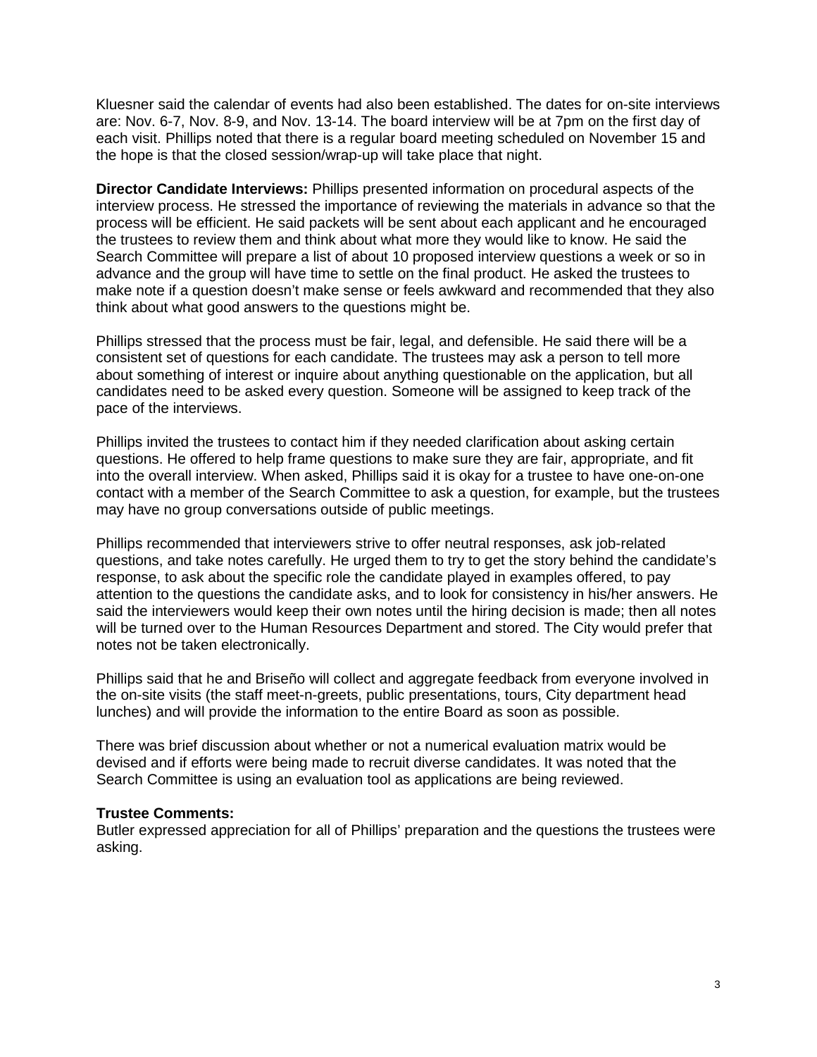Kluesner said the calendar of events had also been established. The dates for on-site interviews are: Nov. 6-7, Nov. 8-9, and Nov. 13-14. The board interview will be at 7pm on the first day of each visit. Phillips noted that there is a regular board meeting scheduled on November 15 and the hope is that the closed session/wrap-up will take place that night.

**Director Candidate Interviews:** Phillips presented information on procedural aspects of the interview process. He stressed the importance of reviewing the materials in advance so that the process will be efficient. He said packets will be sent about each applicant and he encouraged the trustees to review them and think about what more they would like to know. He said the Search Committee will prepare a list of about 10 proposed interview questions a week or so in advance and the group will have time to settle on the final product. He asked the trustees to make note if a question doesn't make sense or feels awkward and recommended that they also think about what good answers to the questions might be.

Phillips stressed that the process must be fair, legal, and defensible. He said there will be a consistent set of questions for each candidate. The trustees may ask a person to tell more about something of interest or inquire about anything questionable on the application, but all candidates need to be asked every question. Someone will be assigned to keep track of the pace of the interviews.

Phillips invited the trustees to contact him if they needed clarification about asking certain questions. He offered to help frame questions to make sure they are fair, appropriate, and fit into the overall interview. When asked, Phillips said it is okay for a trustee to have one-on-one contact with a member of the Search Committee to ask a question, for example, but the trustees may have no group conversations outside of public meetings.

Phillips recommended that interviewers strive to offer neutral responses, ask job-related questions, and take notes carefully. He urged them to try to get the story behind the candidate's response, to ask about the specific role the candidate played in examples offered, to pay attention to the questions the candidate asks, and to look for consistency in his/her answers. He said the interviewers would keep their own notes until the hiring decision is made; then all notes will be turned over to the Human Resources Department and stored. The City would prefer that notes not be taken electronically.

Phillips said that he and Briseño will collect and aggregate feedback from everyone involved in the on-site visits (the staff meet-n-greets, public presentations, tours, City department head lunches) and will provide the information to the entire Board as soon as possible.

There was brief discussion about whether or not a numerical evaluation matrix would be devised and if efforts were being made to recruit diverse candidates. It was noted that the Search Committee is using an evaluation tool as applications are being reviewed.

**Trustee Comments:**
Butler expressed appreciation for all of Phillips' preparation and the questions the trustees were asking.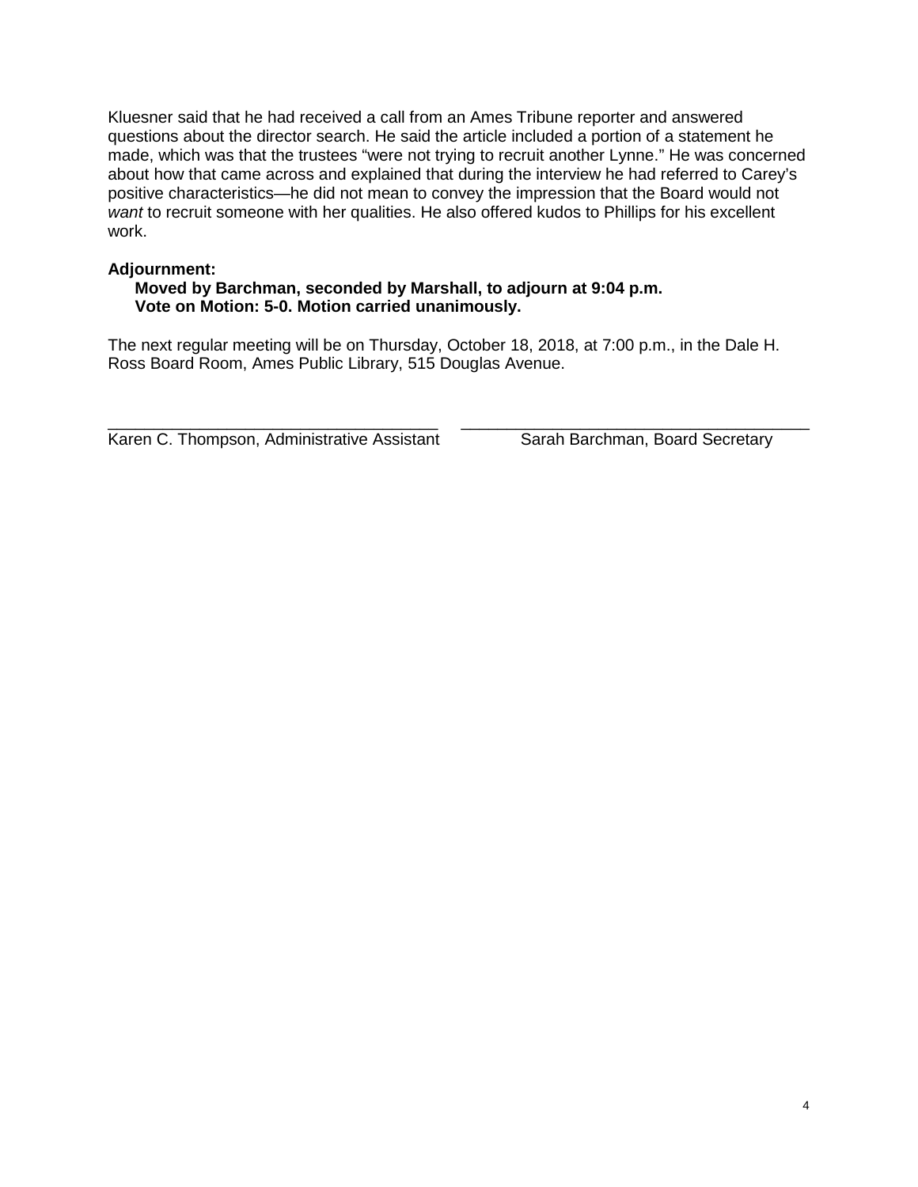Kluesner said that he had received a call from an Ames Tribune reporter and answered questions about the director search. He said the article included a portion of a statement he made, which was that the trustees "were not trying to recruit another Lynne." He was concerned about how that came across and explained that during the interview he had referred to Carey's positive characteristics—he did not mean to convey the impression that the Board would not *want* to recruit someone with her qualities. He also offered kudos to Phillips for his excellent work.

**Adjournment:**

**Moved by Barchman, seconded by Marshall, to adjourn at 9:04 p.m.**
**Vote on Motion: 5-0. Motion carried unanimously.**

The next regular meeting will be on Thursday, October 18, 2018, at 7:00 p.m., in the Dale H. Ross Board Room, Ames Public Library, 515 Douglas Avenue.

\_\_\_\_\_\_\_\_\_\_\_\_\_\_\_\_\_\_\_\_\_\_\_\_\_\_\_\_\_\_\_\_\_\_\_
Karen C. Thompson, Administrative Assistant

\_\_\_\_\_\_\_\_\_\_\_\_\_\_\_\_\_\_\_\_\_\_\_\_\_\_\_\_\_\_\_\_\_\_\_
Sarah Barchman, Board Secretary